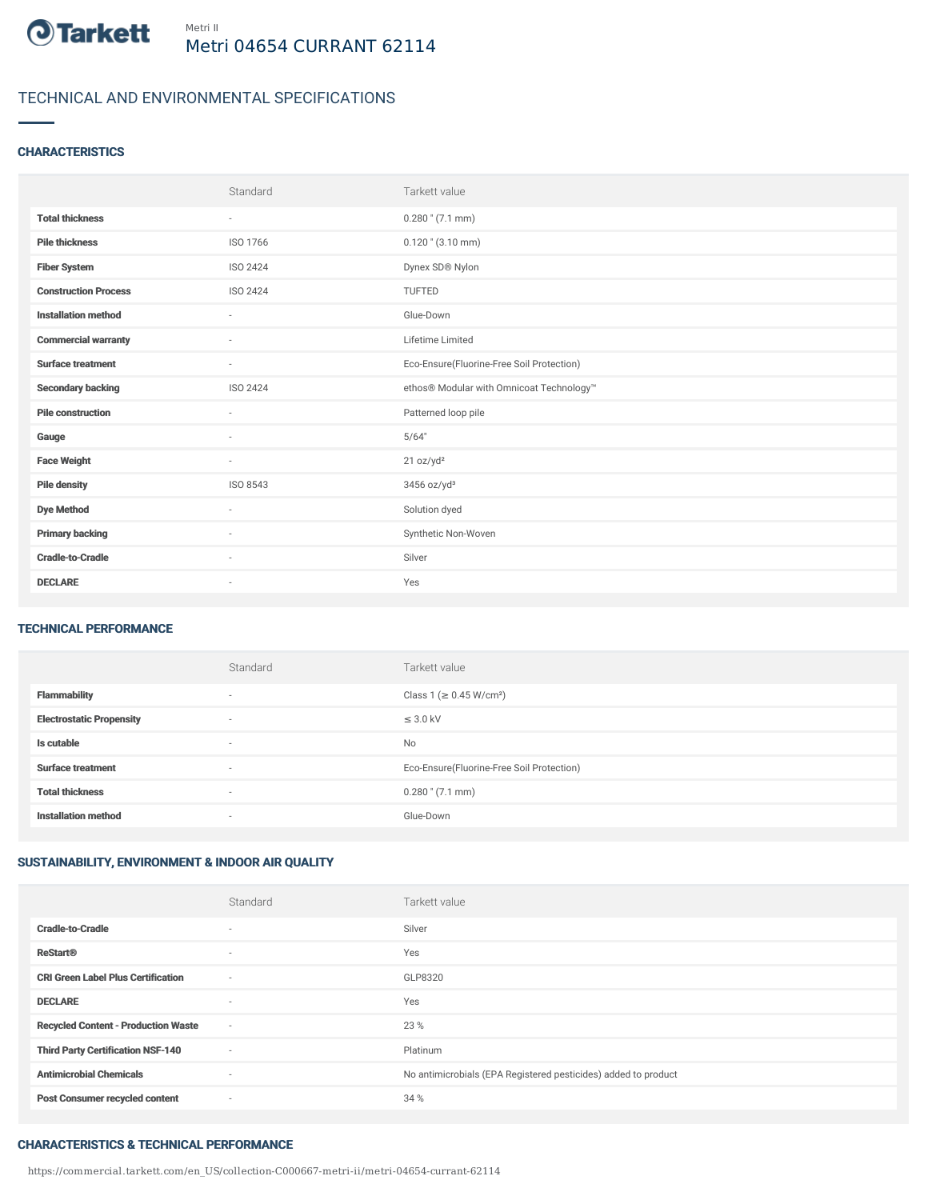Metri II

# Metri 04654 CURRANT 62114

## TECHNICAL AND ENVIRONMENTAL SPECIFICATIONS

### CHARACTERISTICS

| | Standard | Tarkett value |
|---|---|---|
| **Total thickness** | - | 0.280 " (7.1 mm) |
| **Pile thickness** | ISO 1766 | 0.120 " (3.10 mm) |
| **Fiber System** | ISO 2424 | Dynex SD® Nylon |
| **Construction Process** | ISO 2424 | TUFTED |
| **Installation method** | - | Glue-Down |
| **Commercial warranty** | - | Lifetime Limited |
| **Surface treatment** | - | Eco-Ensure(Fluorine-Free Soil Protection) |
| **Secondary backing** | ISO 2424 | ethos® Modular with Omnicoat Technology™ |
| **Pile construction** | - | Patterned loop pile |
| **Gauge** | - | 5/64" |
| **Face Weight** | - | 21 oz/yd² |
| **Pile density** | ISO 8543 | 3456 oz/yd³ |
| **Dye Method** | - | Solution dyed |
| **Primary backing** | - | Synthetic Non-Woven |
| **Cradle-to-Cradle** | - | Silver |
| **DECLARE** | - | Yes |

### TECHNICAL PERFORMANCE

| | Standard | Tarkett value |
|---|---|---|
| **Flammability** | - | Class 1 (≥ 0.45 W/cm²) |
| **Electrostatic Propensity** | - | ≤ 3.0 kV |
| **Is cutable** | - | No |
| **Surface treatment** | - | Eco-Ensure(Fluorine-Free Soil Protection) |
| **Total thickness** | - | 0.280 " (7.1 mm) |
| **Installation method** | - | Glue-Down |

### SUSTAINABILITY, ENVIRONMENT & INDOOR AIR QUALITY

| | Standard | Tarkett value |
|---|---|---|
| **Cradle-to-Cradle** | - | Silver |
| **ReStart®** | - | Yes |
| **CRI Green Label Plus Certification** | - | GLP8320 |
| **DECLARE** | - | Yes |
| **Recycled Content - Production Waste** | - | 23 % |
| **Third Party Certification NSF-140** | - | Platinum |
| **Antimicrobial Chemicals** | - | No antimicrobials (EPA Registered pesticides) added to product |
| **Post Consumer recycled content** | - | 34 % |

### CHARACTERISTICS & TECHNICAL PERFORMANCE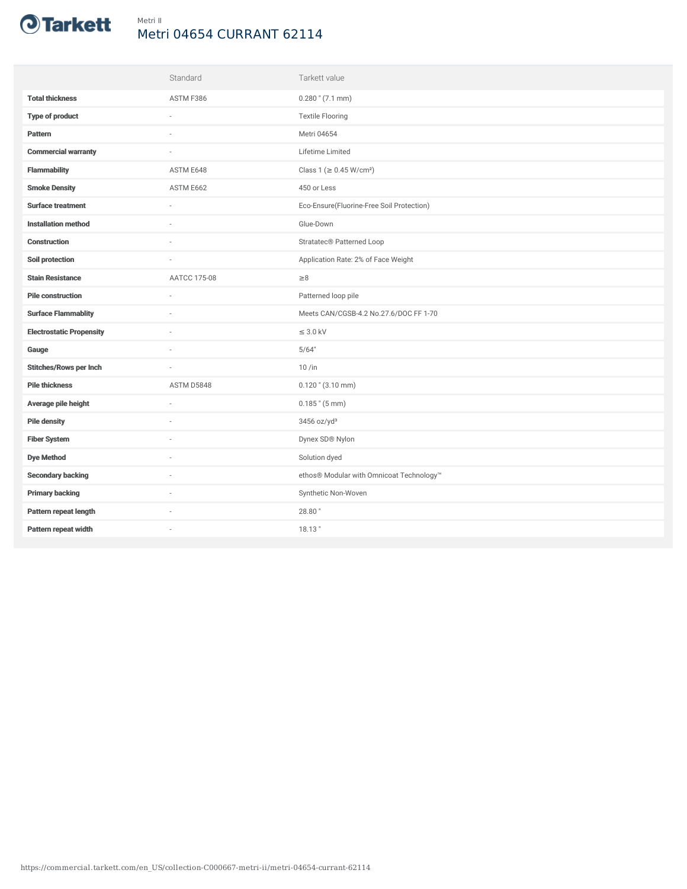Metri II

# Metri 04654 CURRANT 62114

| | Standard | Tarkett value |
|---|---|---|
| **Total thickness** | ASTM F386 | 0.280 " (7.1 mm) |
| **Type of product** | - | Textile Flooring |
| **Pattern** | - | Metri 04654 |
| **Commercial warranty** | - | Lifetime Limited |
| **Flammability** | ASTM E648 | Class 1 (≥ 0.45 W/cm²) |
| **Smoke Density** | ASTM E662 | 450 or Less |
| **Surface treatment** | - | Eco-Ensure(Fluorine-Free Soil Protection) |
| **Installation method** | - | Glue-Down |
| **Construction** | - | Stratatec® Patterned Loop |
| **Soil protection** | - | Application Rate: 2% of Face Weight |
| **Stain Resistance** | AATCC 175-08 | ≥8 |
| **Pile construction** | - | Patterned loop pile |
| **Surface Flammablity** | - | Meets CAN/CGSB-4.2 No.27.6/DOC FF 1-70 |
| **Electrostatic Propensity** | - | ≤ 3.0 kV |
| **Gauge** | - | 5/64" |
| **Stitches/Rows per Inch** | - | 10 /in |
| **Pile thickness** | ASTM D5848 | 0.120 " (3.10 mm) |
| **Average pile height** | - | 0.185 " (5 mm) |
| **Pile density** | - | 3456 oz/yd³ |
| **Fiber System** | - | Dynex SD® Nylon |
| **Dye Method** | - | Solution dyed |
| **Secondary backing** | - | ethos® Modular with Omnicoat Technology™ |
| **Primary backing** | - | Synthetic Non-Woven |
| **Pattern repeat length** | - | 28.80 " |
| **Pattern repeat width** | - | 18.13 " |

https://commercial.tarkett.com/en_US/collection-C000667-metri-ii/metri-04654-currant-62114